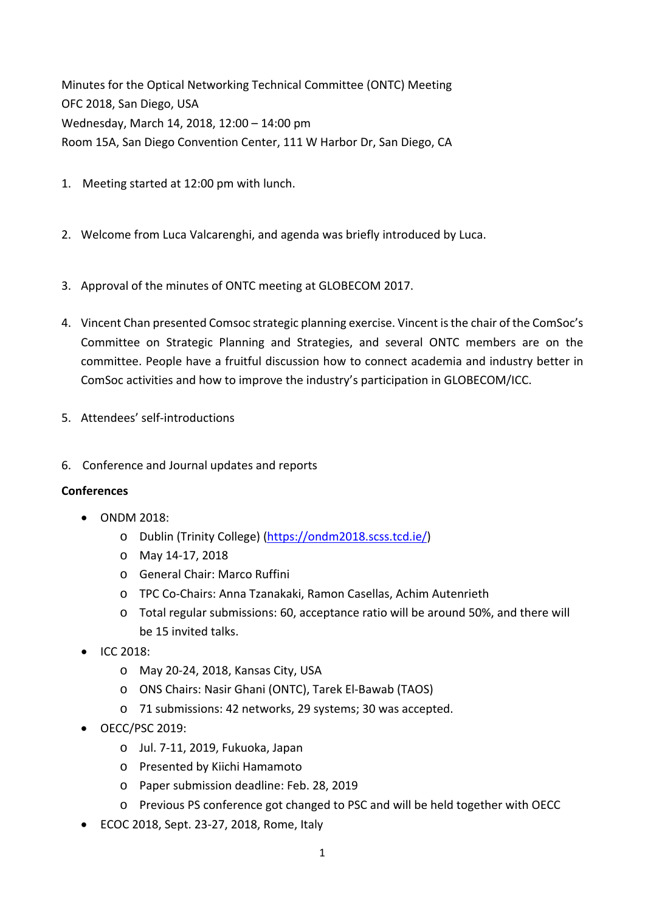Minutes for the Optical Networking Technical Committee (ONTC) Meeting
OFC 2018, San Diego, USA
Wednesday, March 14, 2018, 12:00 – 14:00 pm
Room 15A, San Diego Convention Center, 111 W Harbor Dr, San Diego, CA

1. Meeting started at 12:00 pm with lunch.

2. Welcome from Luca Valcarenghi, and agenda was briefly introduced by Luca.

3. Approval of the minutes of ONTC meeting at GLOBECOM 2017.

4. Vincent Chan presented Comsoc strategic planning exercise. Vincent is the chair of the ComSoc's Committee on Strategic Planning and Strategies, and several ONTC members are on the committee. People have a fruitful discussion how to connect academia and industry better in ComSoc activities and how to improve the industry's participation in GLOBECOM/ICC.

5. Attendees' self-introductions

6. Conference and Journal updates and reports

**Conferences**

- ONDM 2018:
  - Dublin (Trinity College) (https://ondm2018.scss.tcd.ie/)
  - May 14-17, 2018
  - General Chair: Marco Ruffini
  - TPC Co-Chairs: Anna Tzanakaki, Ramon Casellas, Achim Autenrieth
  - Total regular submissions: 60, acceptance ratio will be around 50%, and there will be 15 invited talks.
- ICC 2018:
  - May 20-24, 2018, Kansas City, USA
  - ONS Chairs: Nasir Ghani (ONTC), Tarek El-Bawab (TAOS)
  - 71 submissions: 42 networks, 29 systems; 30 was accepted.
- OECC/PSC 2019:
  - Jul. 7-11, 2019, Fukuoka, Japan
  - Presented by Kiichi Hamamoto
  - Paper submission deadline: Feb. 28, 2019
  - Previous PS conference got changed to PSC and will be held together with OECC
- ECOC 2018, Sept. 23-27, 2018, Rome, Italy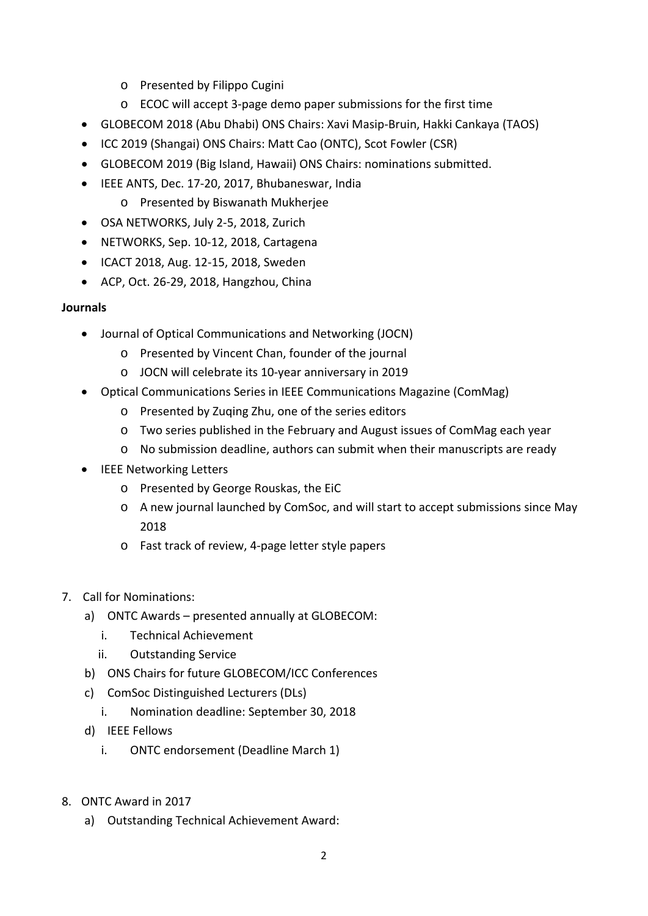- Presented by Filippo Cugini
  - ECOC will accept 3-page demo paper submissions for the first time
- GLOBECOM 2018 (Abu Dhabi) ONS Chairs: Xavi Masip-Bruin, Hakki Cankaya (TAOS)
- ICC 2019 (Shangai) ONS Chairs: Matt Cao (ONTC), Scot Fowler (CSR)
- GLOBECOM 2019 (Big Island, Hawaii) ONS Chairs: nominations submitted.
- IEEE ANTS, Dec. 17-20, 2017, Bhubaneswar, India
  - Presented by Biswanath Mukherjee
- OSA NETWORKS, July 2-5, 2018, Zurich
- NETWORKS, Sep. 10-12, 2018, Cartagena
- ICACT 2018, Aug. 12-15, 2018, Sweden
- ACP, Oct. 26-29, 2018, Hangzhou, China

**Journals**

- Journal of Optical Communications and Networking (JOCN)
  - Presented by Vincent Chan, founder of the journal
  - JOCN will celebrate its 10-year anniversary in 2019
- Optical Communications Series in IEEE Communications Magazine (ComMag)
  - Presented by Zuqing Zhu, one of the series editors
  - Two series published in the February and August issues of ComMag each year
  - No submission deadline, authors can submit when their manuscripts are ready
- IEEE Networking Letters
  - Presented by George Rouskas, the EiC
  - A new journal launched by ComSoc, and will start to accept submissions since May 2018
  - Fast track of review, 4-page letter style papers

7. Call for Nominations:
   a) ONTC Awards – presented annually at GLOBECOM:
      i. Technical Achievement
      ii. Outstanding Service
   b) ONS Chairs for future GLOBECOM/ICC Conferences
   c) ComSoc Distinguished Lecturers (DLs)
      i. Nomination deadline: September 30, 2018
   d) IEEE Fellows
      i. ONTC endorsement (Deadline March 1)

8. ONTC Award in 2017
   a) Outstanding Technical Achievement Award: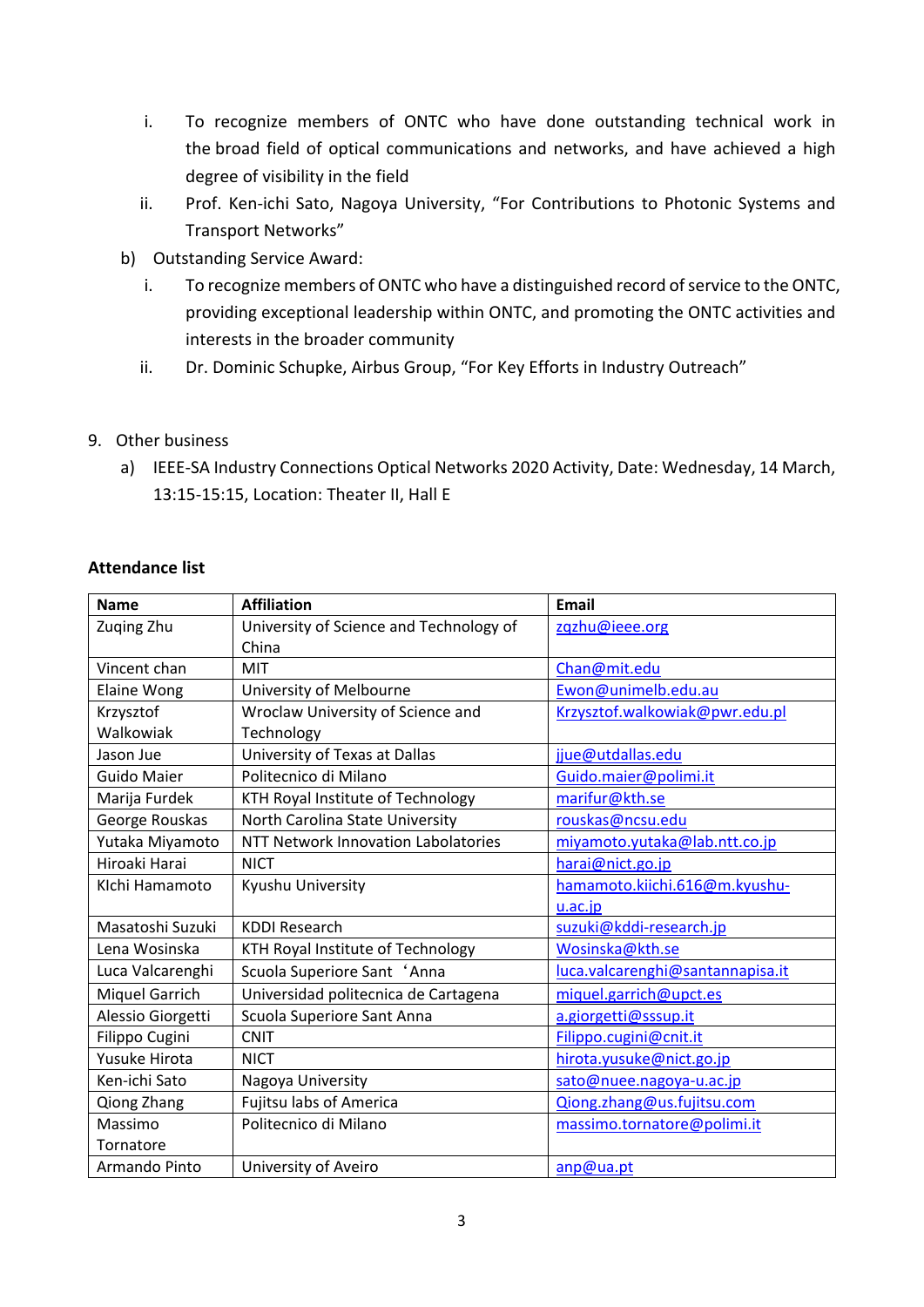i. To recognize members of ONTC who have done outstanding technical work in the broad field of optical communications and networks, and have achieved a high degree of visibility in the field
   ii. Prof. Ken-ichi Sato, Nagoya University, "For Contributions to Photonic Systems and Transport Networks"

b) Outstanding Service Award:
   i. To recognize members of ONTC who have a distinguished record of service to the ONTC, providing exceptional leadership within ONTC, and promoting the ONTC activities and interests in the broader community
   ii. Dr. Dominic Schupke, Airbus Group, "For Key Efforts in Industry Outreach"

9. Other business
   a) IEEE-SA Industry Connections Optical Networks 2020 Activity, Date: Wednesday, 14 March, 13:15-15:15, Location: Theater II, Hall E

**Attendance list**

| Name | Affiliation | Email |
|---|---|---|
| Zuqing Zhu | University of Science and Technology of China | zqzhu@ieee.org |
| Vincent chan | MIT | Chan@mit.edu |
| Elaine Wong | University of Melbourne | Ewon@unimelb.edu.au |
| Krzysztof Walkowiak | Wroclaw University of Science and Technology | Krzysztof.walkowiak@pwr.edu.pl |
| Jason Jue | University of Texas at Dallas | jjue@utdallas.edu |
| Guido Maier | Politecnico di Milano | Guido.maier@polimi.it |
| Marija Furdek | KTH Royal Institute of Technology | marifur@kth.se |
| George Rouskas | North Carolina State University | rouskas@ncsu.edu |
| Yutaka Miyamoto | NTT Network Innovation Labolatories | miyamoto.yutaka@lab.ntt.co.jp |
| Hiroaki Harai | NICT | harai@nict.go.jp |
| KIchi Hamamoto | Kyushu University | hamamoto.kiichi.616@m.kyushu-u.ac.jp |
| Masatoshi Suzuki | KDDI Research | suzuki@kddi-research.jp |
| Lena Wosinska | KTH Royal Institute of Technology | Wosinska@kth.se |
| Luca Valcarenghi | Scuola Superiore Sant 'Anna | luca.valcarenghi@santannapisa.it |
| Miquel Garrich | Universidad politecnica de Cartagena | miquel.garrich@upct.es |
| Alessio Giorgetti | Scuola Superiore Sant Anna | a.giorgetti@sssup.it |
| Filippo Cugini | CNIT | Filippo.cugini@cnit.it |
| Yusuke Hirota | NICT | hirota.yusuke@nict.go.jp |
| Ken-ichi Sato | Nagoya University | sato@nuee.nagoya-u.ac.jp |
| Qiong Zhang | Fujitsu labs of America | Qiong.zhang@us.fujitsu.com |
| Massimo Tornatore | Politecnico di Milano | massimo.tornatore@polimi.it |
| Armando Pinto | University of Aveiro | anp@ua.pt |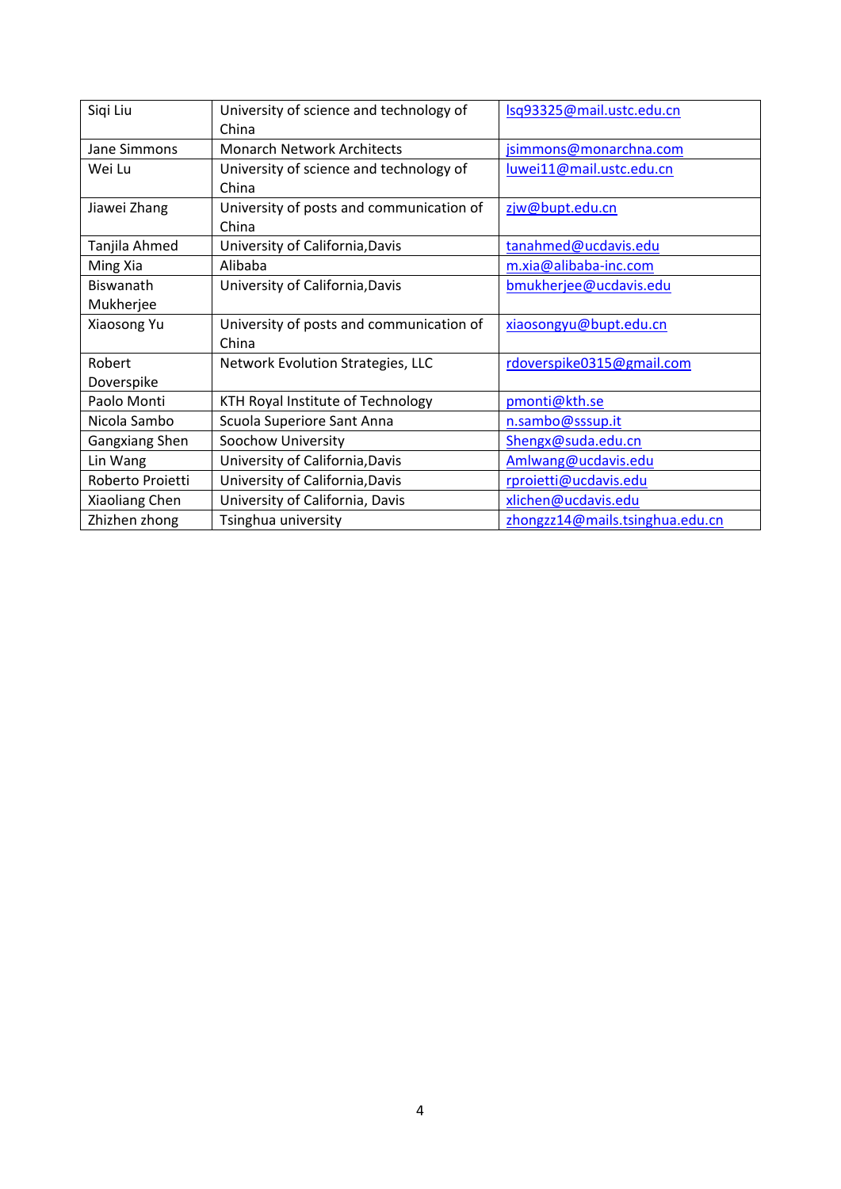| | | |
|---|---|---|
| Siqi Liu | University of science and technology of China | lsq93325@mail.ustc.edu.cn |
| Jane Simmons | Monarch Network Architects | jsimmons@monarchna.com |
| Wei Lu | University of science and technology of China | luwei11@mail.ustc.edu.cn |
| Jiawei Zhang | University of posts and communication of China | zjw@bupt.edu.cn |
| Tanjila Ahmed | University of California,Davis | tanahmed@ucdavis.edu |
| Ming Xia | Alibaba | m.xia@alibaba-inc.com |
| Biswanath Mukherjee | University of California,Davis | bmukherjee@ucdavis.edu |
| Xiaosong Yu | University of posts and communication of China | xiaosongyu@bupt.edu.cn |
| Robert Doverspike | Network Evolution Strategies, LLC | rdoverspike0315@gmail.com |
| Paolo Monti | KTH Royal Institute of Technology | pmonti@kth.se |
| Nicola Sambo | Scuola Superiore Sant Anna | n.sambo@sssup.it |
| Gangxiang Shen | Soochow University | Shengx@suda.edu.cn |
| Lin Wang | University of California,Davis | Amlwang@ucdavis.edu |
| Roberto Proietti | University of California,Davis | rproietti@ucdavis.edu |
| Xiaoliang Chen | University of California, Davis | xlichen@ucdavis.edu |
| Zhizhen zhong | Tsinghua university | zhongzz14@mails.tsinghua.edu.cn |